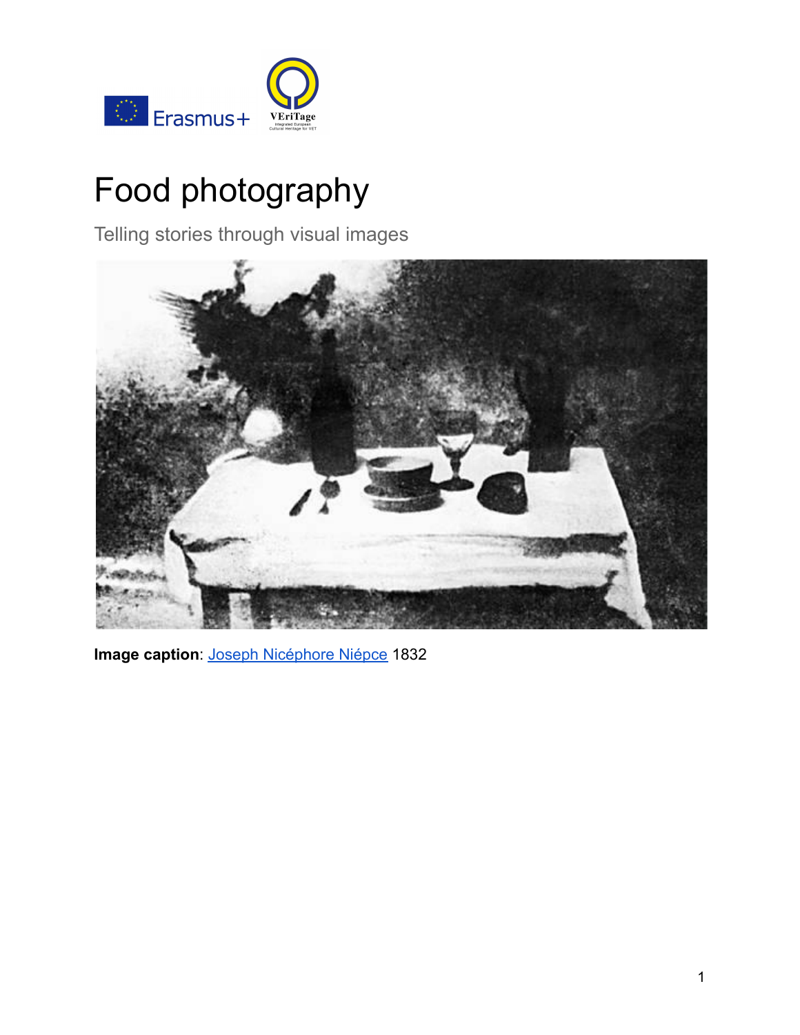# Food photography

Telling stories through visual images

**Image caption**: Joseph Nicéphore Niépce 1832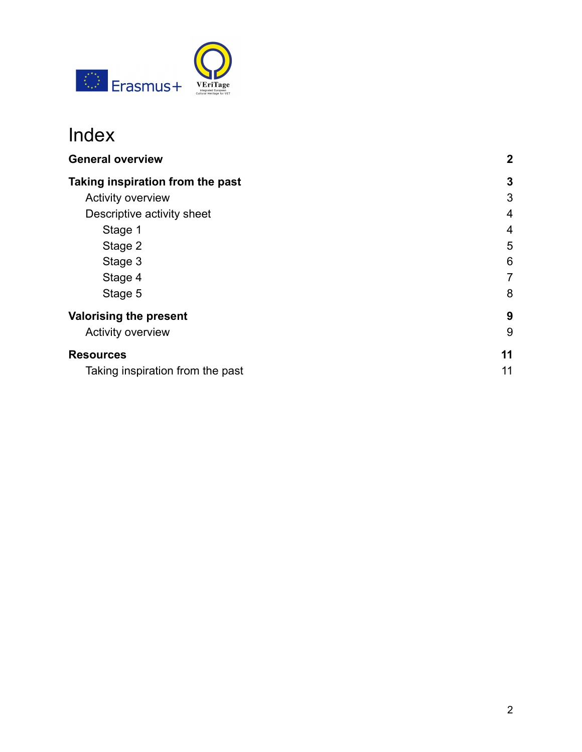# Index

| | |
|---|---|
| **General overview** | **2** |
| **Taking inspiration from the past** | **3** |
| Activity overview | 3 |
| Descriptive activity sheet | 4 |
| Stage 1 | 4 |
| Stage 2 | 5 |
| Stage 3 | 6 |
| Stage 4 | 7 |
| Stage 5 | 8 |
| **Valorising the present** | **9** |
| Activity overview | 9 |
| **Resources** | **11** |
| Taking inspiration from the past | 11 |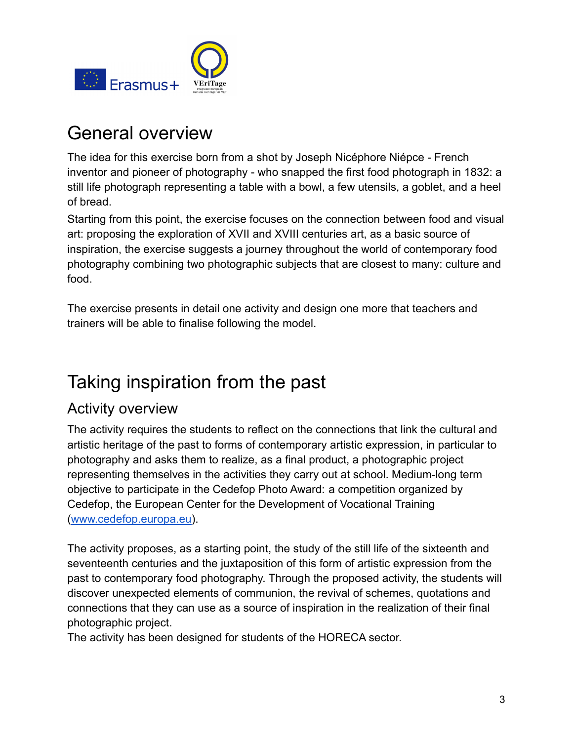# General overview

The idea for this exercise born from a shot by Joseph Nicéphore Niépce - French inventor and pioneer of photography - who snapped the first food photograph in 1832: a still life photograph representing a table with a bowl, a few utensils, a goblet, and a heel of bread.

Starting from this point, the exercise focuses on the connection between food and visual art: proposing the exploration of XVII and XVIII centuries art, as a basic source of inspiration, the exercise suggests a journey throughout the world of contemporary food photography combining two photographic subjects that are closest to many: culture and food.

The exercise presents in detail one activity and design one more that teachers and trainers will be able to finalise following the model.

# Taking inspiration from the past

## Activity overview

The activity requires the students to reflect on the connections that link the cultural and artistic heritage of the past to forms of contemporary artistic expression, in particular to photography and asks them to realize, as a final product, a photographic project representing themselves in the activities they carry out at school. Medium-long term objective to participate in the Cedefop Photo Award: a competition organized by Cedefop, the European Center for the Development of Vocational Training (www.cedefop.europa.eu).

The activity proposes, as a starting point, the study of the still life of the sixteenth and seventeenth centuries and the juxtaposition of this form of artistic expression from the past to contemporary food photography. Through the proposed activity, the students will discover unexpected elements of communion, the revival of schemes, quotations and connections that they can use as a source of inspiration in the realization of their final photographic project.

The activity has been designed for students of the HORECA sector.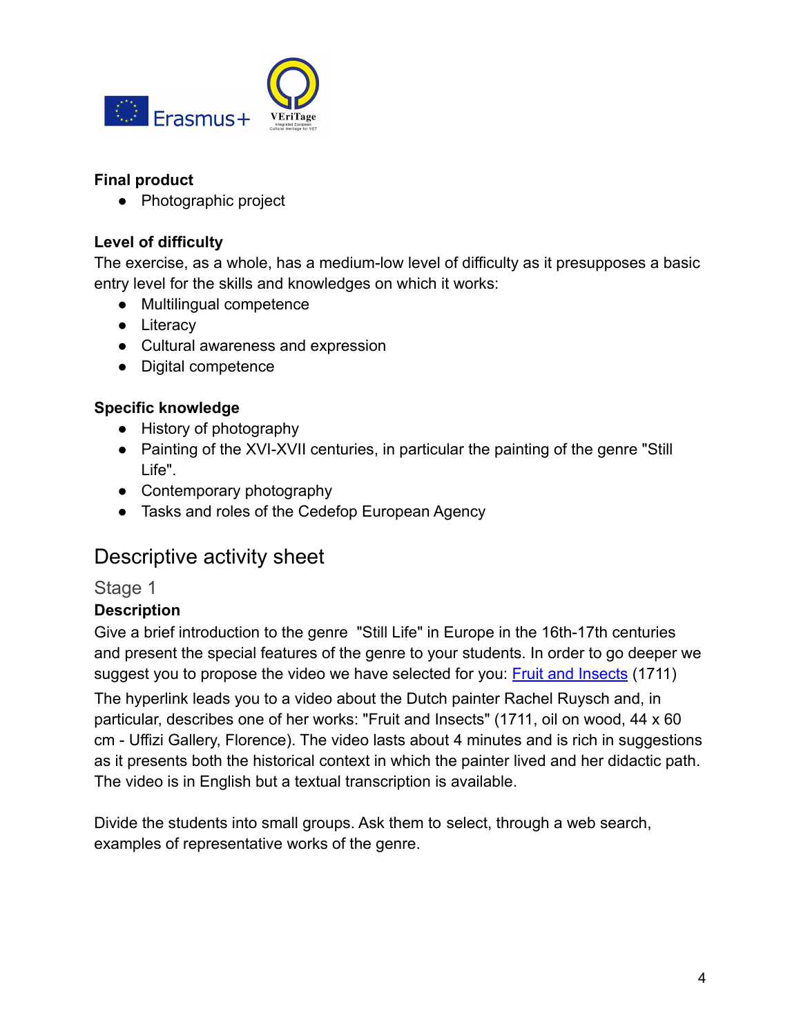**Final product**

- Photographic project

**Level of difficulty**

The exercise, as a whole, has a medium-low level of difficulty as it presupposes a basic entry level for the skills and knowledges on which it works:

- Multilingual competence
- Literacy
- Cultural awareness and expression
- Digital competence

**Specific knowledge**

- History of photography
- Painting of the XVI-XVII centuries, in particular the painting of the genre "Still Life".
- Contemporary photography
- Tasks and roles of the Cedefop European Agency

# Descriptive activity sheet

## Stage 1

**Description**

Give a brief introduction to the genre "Still Life" in Europe in the 16th-17th centuries and present the special features of the genre to your students. In order to go deeper we suggest you to propose the video we have selected for you: Fruit and Insects (1711)

The hyperlink leads you to a video about the Dutch painter Rachel Ruysch and, in particular, describes one of her works: "Fruit and Insects" (1711, oil on wood, 44 x 60 cm - Uffizi Gallery, Florence). The video lasts about 4 minutes and is rich in suggestions as it presents both the historical context in which the painter lived and her didactic path. The video is in English but a textual transcription is available.

Divide the students into small groups. Ask them to select, through a web search, examples of representative works of the genre.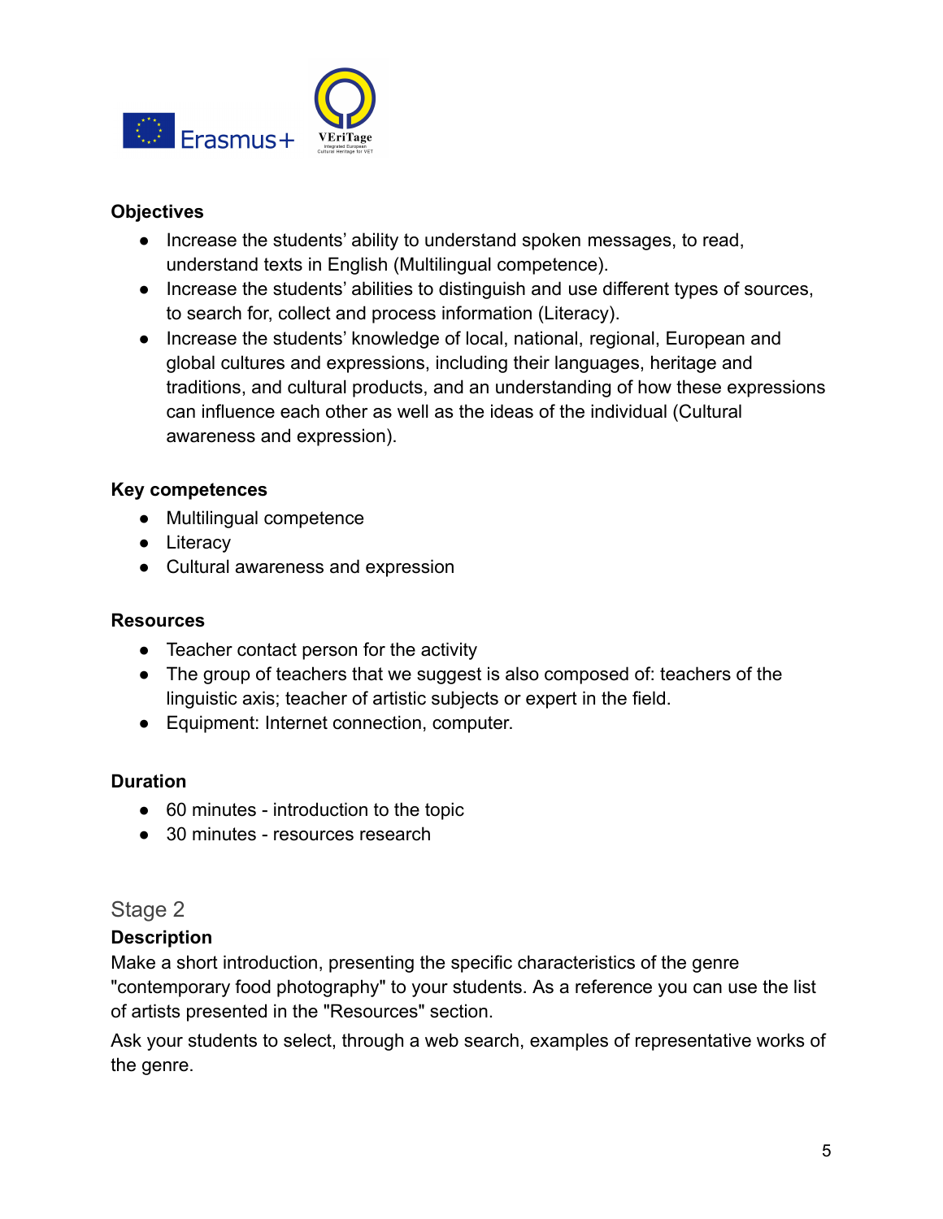**Objectives**

- Increase the students' ability to understand spoken messages, to read, understand texts in English (Multilingual competence).
- Increase the students' abilities to distinguish and use different types of sources, to search for, collect and process information (Literacy).
- Increase the students' knowledge of local, national, regional, European and global cultures and expressions, including their languages, heritage and traditions, and cultural products, and an understanding of how these expressions can influence each other as well as the ideas of the individual (Cultural awareness and expression).

**Key competences**

- Multilingual competence
- Literacy
- Cultural awareness and expression

**Resources**

- Teacher contact person for the activity
- The group of teachers that we suggest is also composed of: teachers of the linguistic axis; teacher of artistic subjects or expert in the field.
- Equipment: Internet connection, computer.

**Duration**

- 60 minutes - introduction to the topic
- 30 minutes - resources research

## Stage 2

**Description**

Make a short introduction, presenting the specific characteristics of the genre "contemporary food photography" to your students. As a reference you can use the list of artists presented in the "Resources" section.

Ask your students to select, through a web search, examples of representative works of the genre.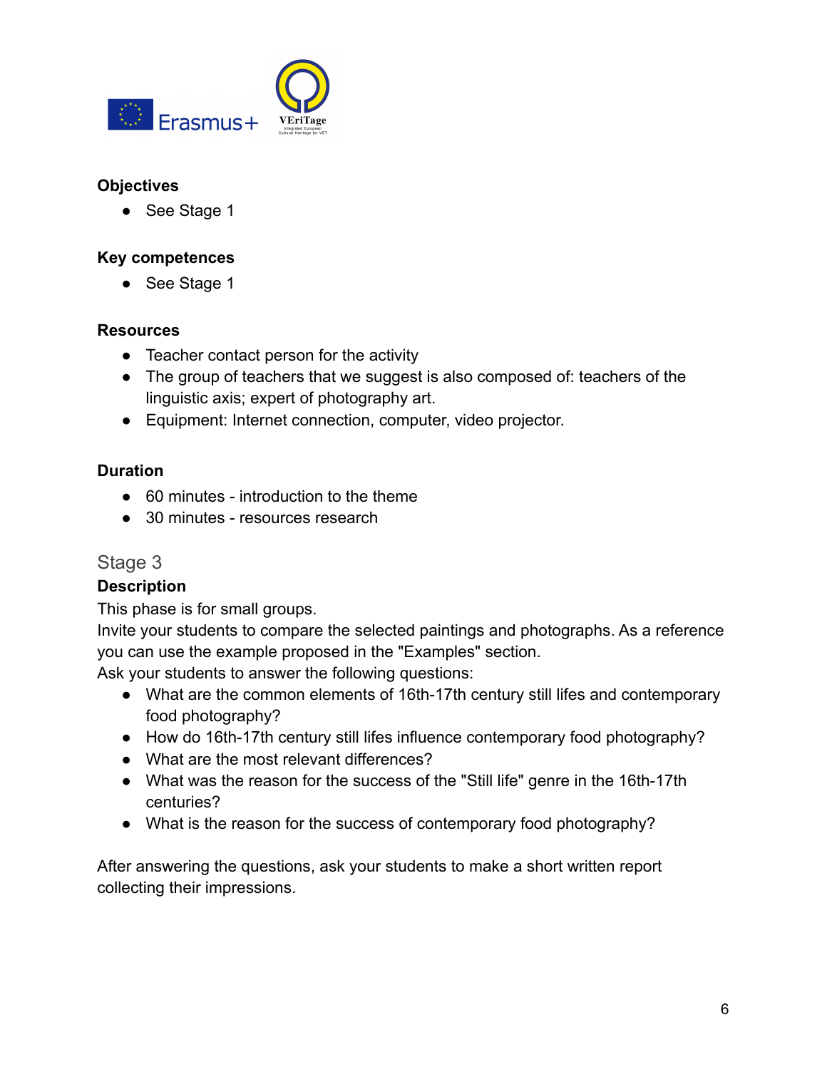**Objectives**

- See Stage 1

**Key competences**

- See Stage 1

**Resources**

- Teacher contact person for the activity
- The group of teachers that we suggest is also composed of: teachers of the linguistic axis; expert of photography art.
- Equipment: Internet connection, computer, video projector.

**Duration**

- 60 minutes - introduction to the theme
- 30 minutes - resources research

## Stage 3

**Description**

This phase is for small groups.
Invite your students to compare the selected paintings and photographs. As a reference you can use the example proposed in the "Examples" section.
Ask your students to answer the following questions:

- What are the common elements of 16th-17th century still lifes and contemporary food photography?
- How do 16th-17th century still lifes influence contemporary food photography?
- What are the most relevant differences?
- What was the reason for the success of the "Still life" genre in the 16th-17th centuries?
- What is the reason for the success of contemporary food photography?

After answering the questions, ask your students to make a short written report collecting their impressions.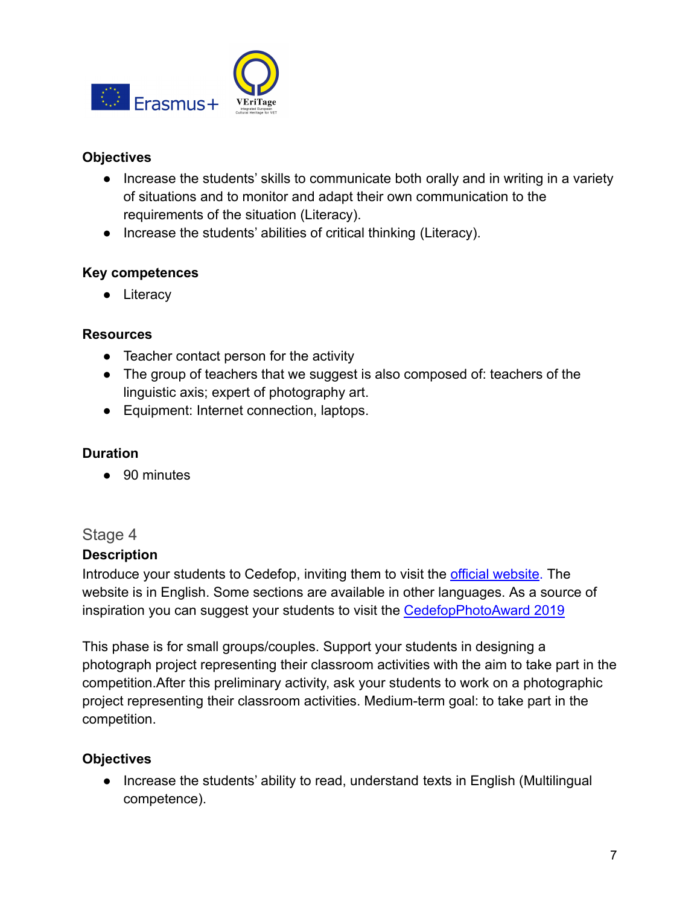**Objectives**

- Increase the students' skills to communicate both orally and in writing in a variety of situations and to monitor and adapt their own communication to the requirements of the situation (Literacy).
- Increase the students' abilities of critical thinking (Literacy).

**Key competences**

- Literacy

**Resources**

- Teacher contact person for the activity
- The group of teachers that we suggest is also composed of: teachers of the linguistic axis; expert of photography art.
- Equipment: Internet connection, laptops.

**Duration**

- 90 minutes

## Stage 4

**Description**

Introduce your students to Cedefop, inviting them to visit the official website. The website is in English. Some sections are available in other languages. As a source of inspiration you can suggest your students to visit the CedefopPhotoAward 2019

This phase is for small groups/couples. Support your students in designing a photograph project representing their classroom activities with the aim to take part in the competition.After this preliminary activity, ask your students to work on a photographic project representing their classroom activities. Medium-term goal: to take part in the competition.

**Objectives**

- Increase the students' ability to read, understand texts in English (Multilingual competence).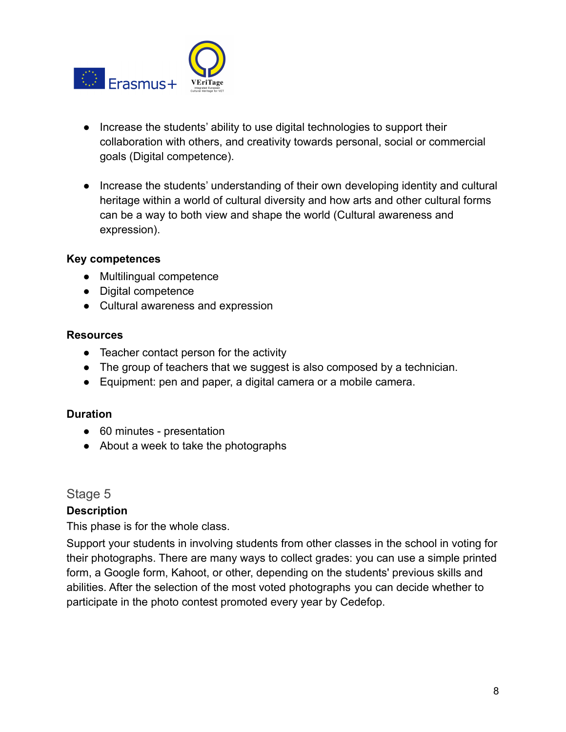- Increase the students' ability to use digital technologies to support their collaboration with others, and creativity towards personal, social or commercial goals (Digital competence).

- Increase the students' understanding of their own developing identity and cultural heritage within a world of cultural diversity and how arts and other cultural forms can be a way to both view and shape the world (Cultural awareness and expression).

**Key competences**

- Multilingual competence
- Digital competence
- Cultural awareness and expression

**Resources**

- Teacher contact person for the activity
- The group of teachers that we suggest is also composed by a technician.
- Equipment: pen and paper, a digital camera or a mobile camera.

**Duration**

- 60 minutes - presentation
- About a week to take the photographs

## Stage 5

**Description**

This phase is for the whole class.

Support your students in involving students from other classes in the school in voting for their photographs. There are many ways to collect grades: you can use a simple printed form, a Google form, Kahoot, or other, depending on the students' previous skills and abilities. After the selection of the most voted photographs you can decide whether to participate in the photo contest promoted every year by Cedefop.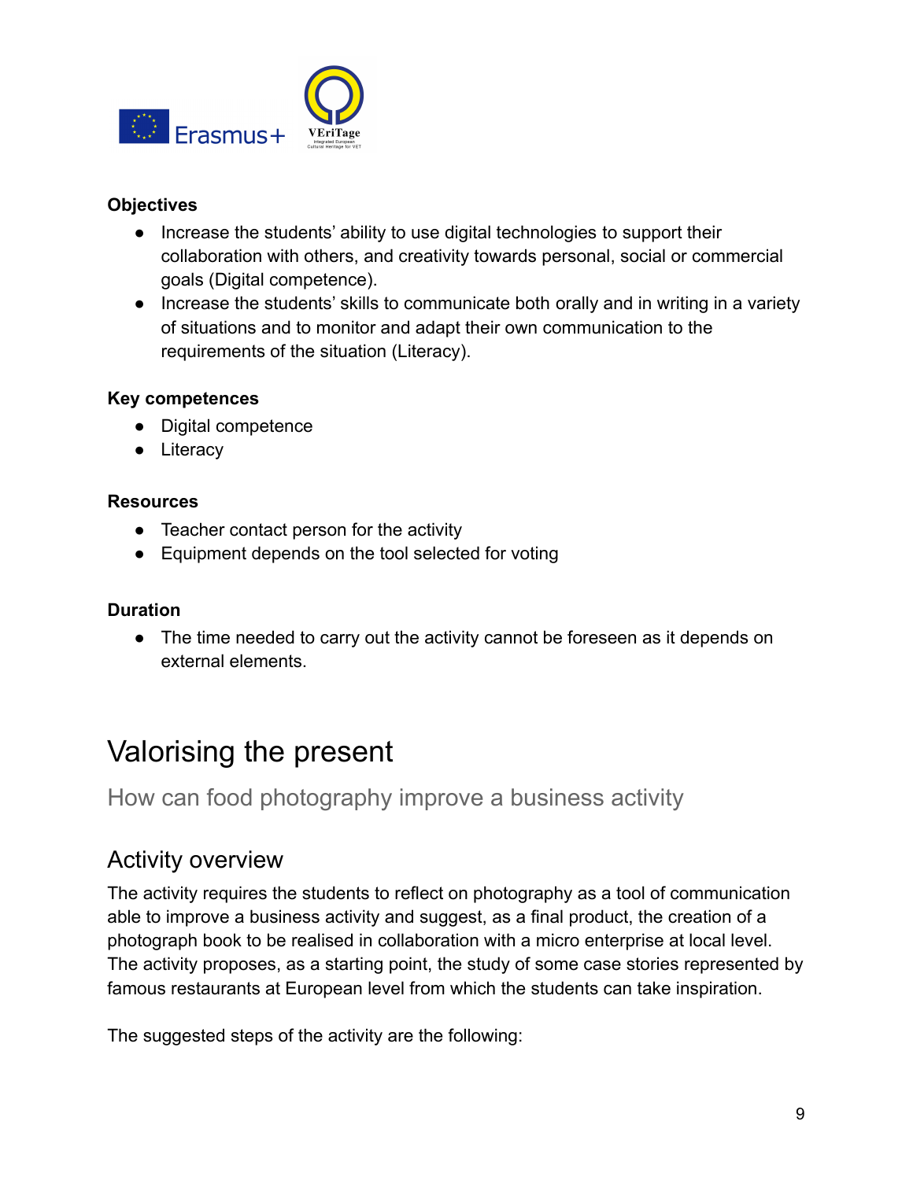**Objectives**

- Increase the students' ability to use digital technologies to support their collaboration with others, and creativity towards personal, social or commercial goals (Digital competence).
- Increase the students' skills to communicate both orally and in writing in a variety of situations and to monitor and adapt their own communication to the requirements of the situation (Literacy).

**Key competences**

- Digital competence
- Literacy

**Resources**

- Teacher contact person for the activity
- Equipment depends on the tool selected for voting

**Duration**

- The time needed to carry out the activity cannot be foreseen as it depends on external elements.

# Valorising the present

How can food photography improve a business activity

## Activity overview

The activity requires the students to reflect on photography as a tool of communication able to improve a business activity and suggest, as a final product, the creation of a photograph book to be realised in collaboration with a micro enterprise at local level. The activity proposes, as a starting point, the study of some case stories represented by famous restaurants at European level from which the students can take inspiration.

The suggested steps of the activity are the following: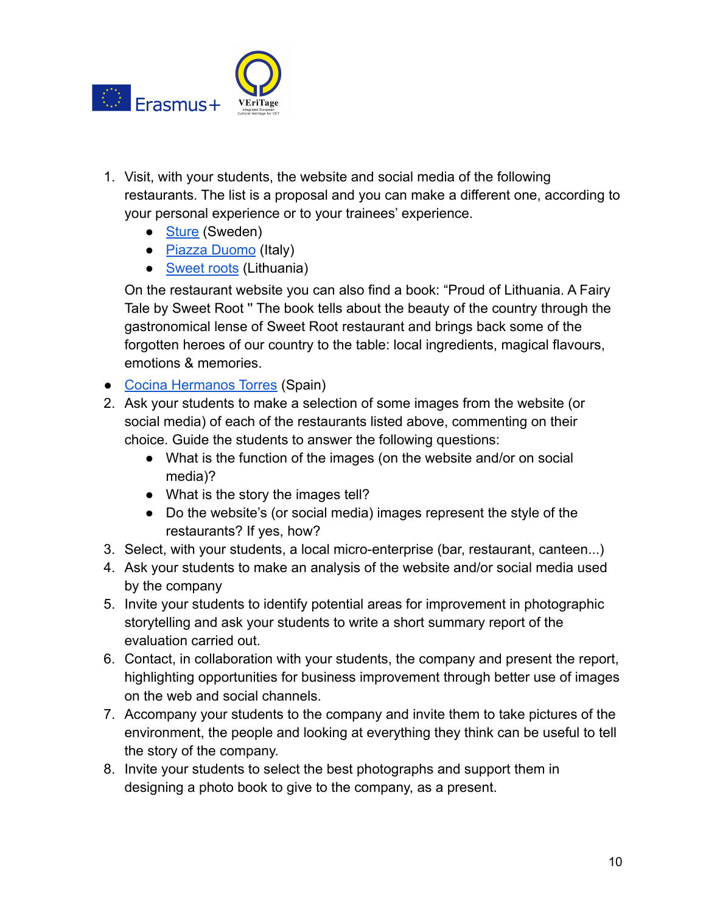1. Visit, with your students, the website and social media of the following restaurants. The list is a proposal and you can make a different one, according to your personal experience or to your trainees' experience.
    - Sture (Sweden)
    - Piazza Duomo (Italy)
    - Sweet roots (Lithuania)

   On the restaurant website you can also find a book: "Proud of Lithuania. A Fairy Tale by Sweet Root " The book tells about the beauty of the country through the gastronomical lense of Sweet Root restaurant and brings back some of the forgotten heroes of our country to the table: local ingredients, magical flavours, emotions & memories.

- Cocina Hermanos Torres (Spain)

2. Ask your students to make a selection of some images from the website (or social media) of each of the restaurants listed above, commenting on their choice. Guide the students to answer the following questions:
    - What is the function of the images (on the website and/or on social media)?
    - What is the story the images tell?
    - Do the website's (or social media) images represent the style of the restaurants? If yes, how?
3. Select, with your students, a local micro-enterprise (bar, restaurant, canteen...)
4. Ask your students to make an analysis of the website and/or social media used by the company
5. Invite your students to identify potential areas for improvement in photographic storytelling and ask your students to write a short summary report of the evaluation carried out.
6. Contact, in collaboration with your students, the company and present the report, highlighting opportunities for business improvement through better use of images on the web and social channels.
7. Accompany your students to the company and invite them to take pictures of the environment, the people and looking at everything they think can be useful to tell the story of the company.
8. Invite your students to select the best photographs and support them in designing a photo book to give to the company, as a present.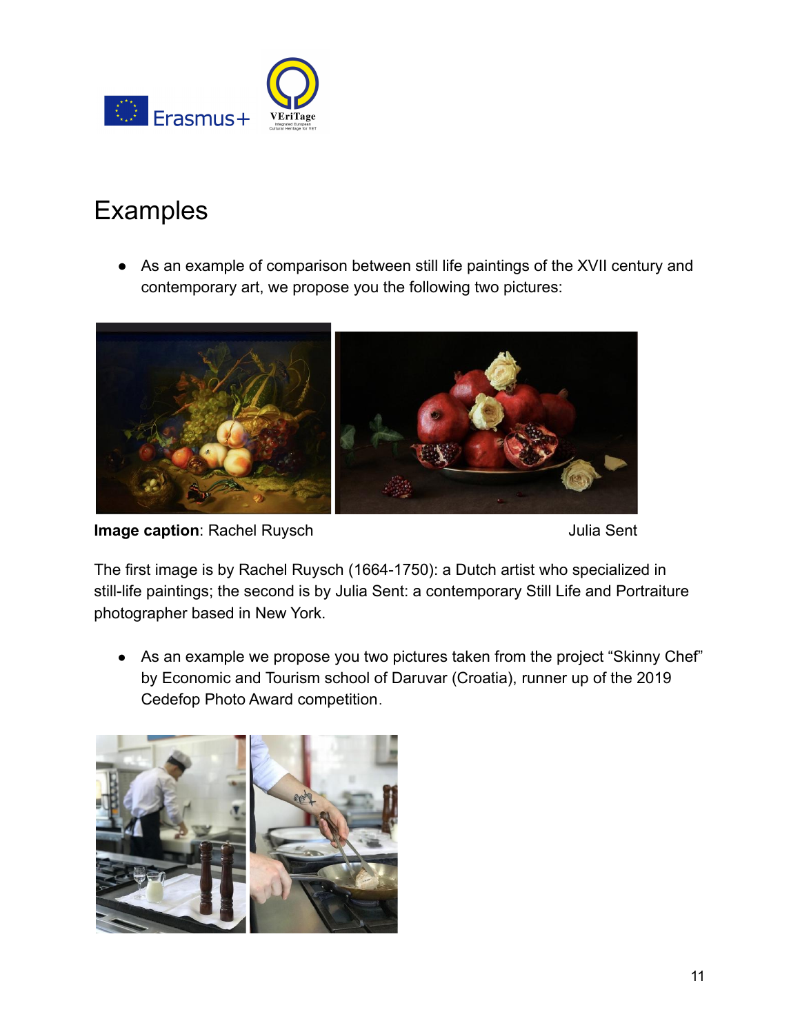# Examples

- As an example of comparison between still life paintings of the XVII century and contemporary art, we propose you the following two pictures:

**Image caption**: Rachel Ruysch Julia Sent

The first image is by Rachel Ruysch (1664-1750): a Dutch artist who specialized in still-life paintings; the second is by Julia Sent: a contemporary Still Life and Portraiture photographer based in New York.

- As an example we propose you two pictures taken from the project “Skinny Chef” by Economic and Tourism school of Daruvar (Croatia), runner up of the 2019 Cedefop Photo Award competition.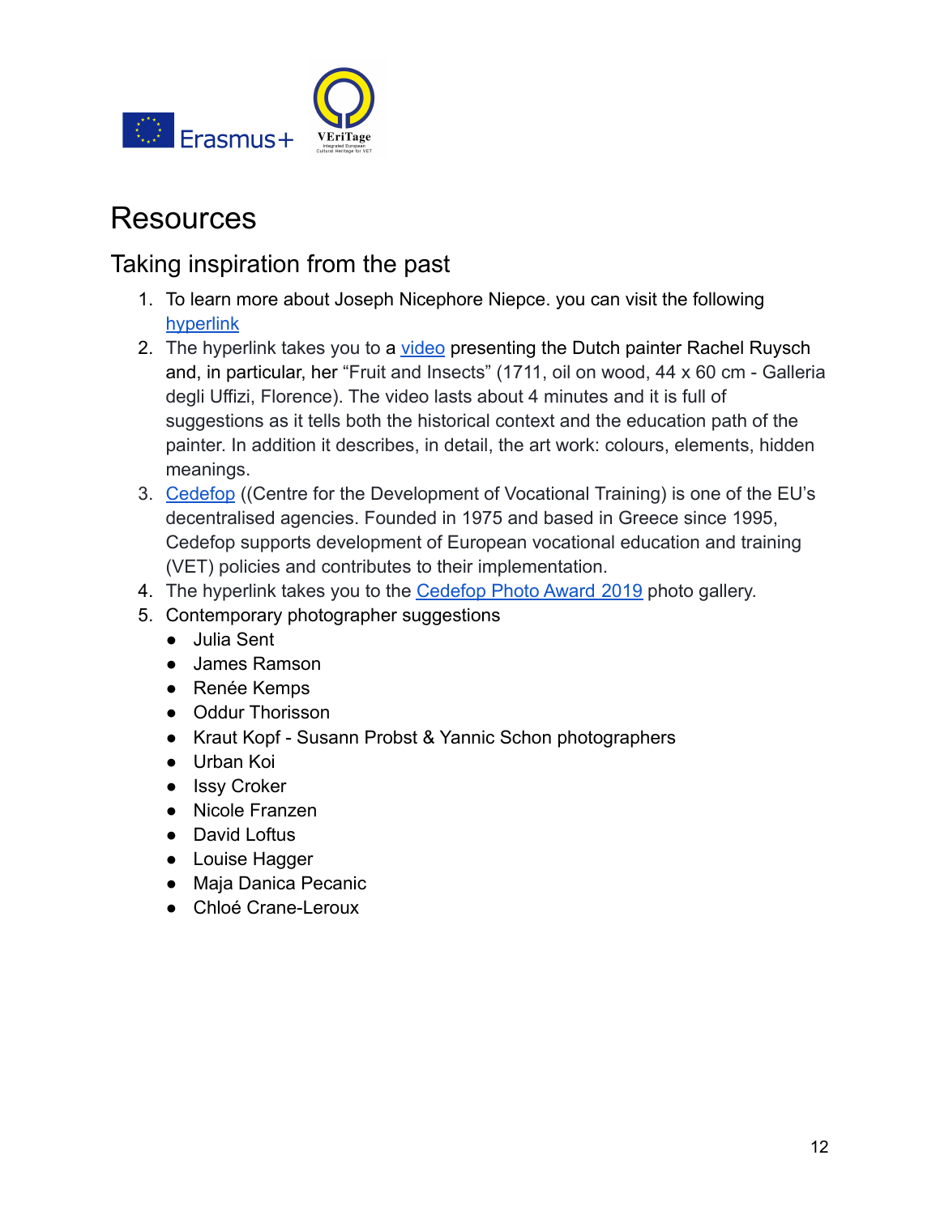# Resources

## Taking inspiration from the past

1. To learn more about Joseph Nicephore Niepce. you can visit the following hyperlink
2. The hyperlink takes you to a video presenting the Dutch painter Rachel Ruysch and, in particular, her "Fruit and Insects" (1711, oil on wood, 44 x 60 cm - Galleria degli Uffizi, Florence). The video lasts about 4 minutes and it is full of suggestions as it tells both the historical context and the education path of the painter. In addition it describes, in detail, the art work: colours, elements, hidden meanings.
3. Cedefop ((Centre for the Development of Vocational Training) is one of the EU's decentralised agencies. Founded in 1975 and based in Greece since 1995, Cedefop supports development of European vocational education and training (VET) policies and contributes to their implementation.
4. The hyperlink takes you to the Cedefop Photo Award 2019 photo gallery.
5. Contemporary photographer suggestions
   - Julia Sent
   - James Ramson
   - Renée Kemps
   - Oddur Thorisson
   - Kraut Kopf - Susann Probst & Yannic Schon photographers
   - Urban Koi
   - Issy Croker
   - Nicole Franzen
   - David Loftus
   - Louise Hagger
   - Maja Danica Pecanic
   - Chloé Crane-Leroux